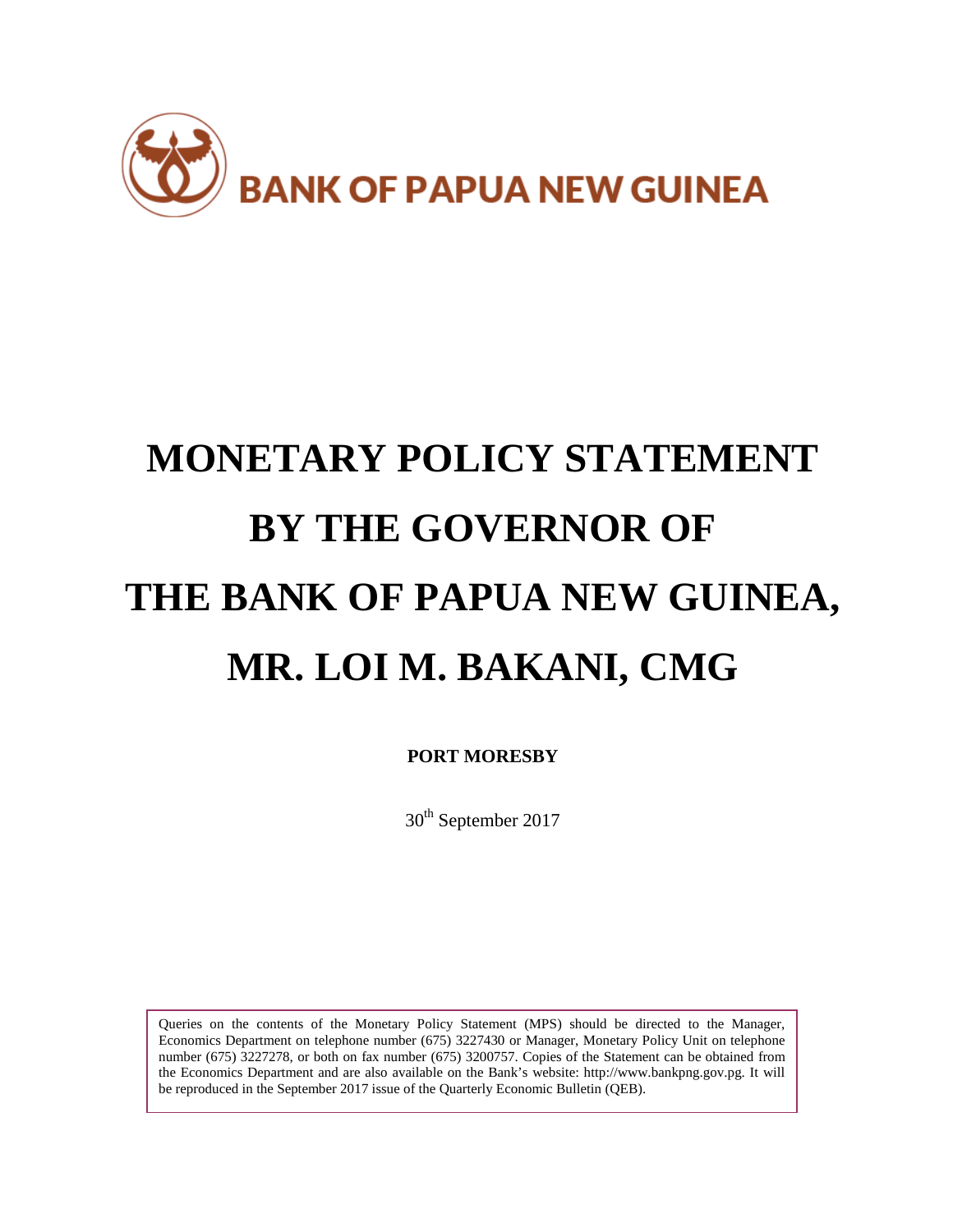**BANK OF PAPUA NEW GUINEA**

# MONETARY POLICY STATEMENT BY THE GOVERNOR OF THE BANK OF PAPUA NEW GUINEA, MR. LOI M. BAKANI, CMG

**PORT MORESBY**

30th September 2017

Queries on the contents of the Monetary Policy Statement (MPS) should be directed to the Manager, Economics Department on telephone number (675) 3227430 or Manager, Monetary Policy Unit on telephone number (675) 3227278, or both on fax number (675) 3200757. Copies of the Statement can be obtained from the Economics Department and are also available on the Bank's website: http://www.bankpng.gov.pg. It will be reproduced in the September 2017 issue of the Quarterly Economic Bulletin (QEB).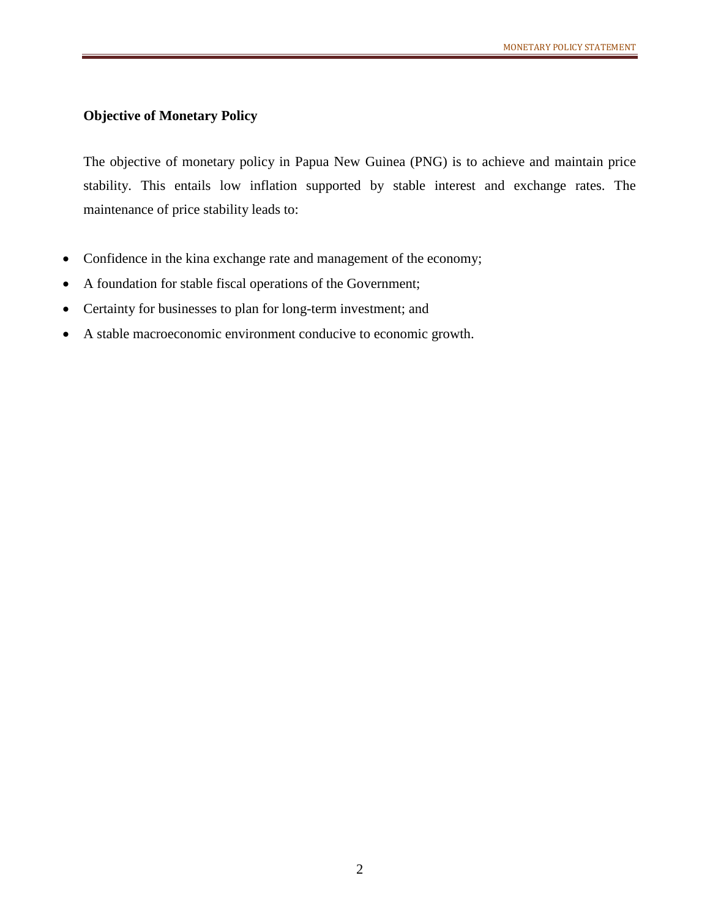**Objective of Monetary Policy**

The objective of monetary policy in Papua New Guinea (PNG) is to achieve and maintain price stability. This entails low inflation supported by stable interest and exchange rates. The maintenance of price stability leads to:

- Confidence in the kina exchange rate and management of the economy;
- A foundation for stable fiscal operations of the Government;
- Certainty for businesses to plan for long-term investment; and
- A stable macroeconomic environment conducive to economic growth.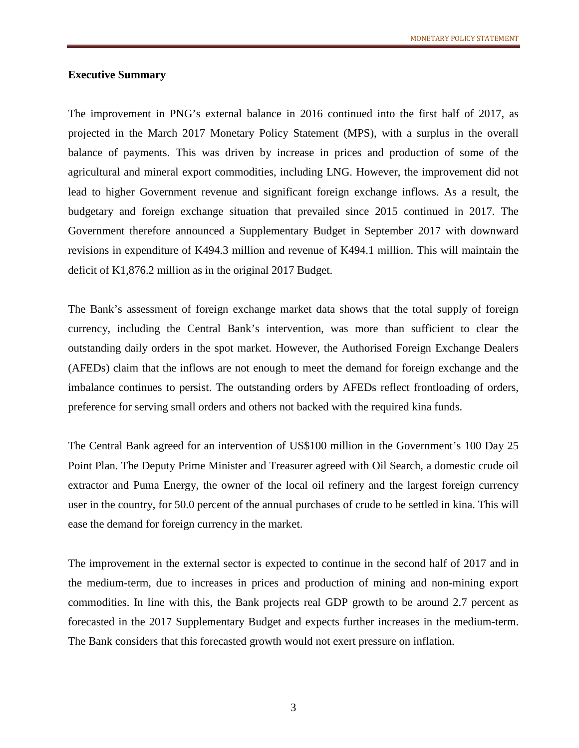## Executive Summary

The improvement in PNG's external balance in 2016 continued into the first half of 2017, as projected in the March 2017 Monetary Policy Statement (MPS), with a surplus in the overall balance of payments. This was driven by increase in prices and production of some of the agricultural and mineral export commodities, including LNG. However, the improvement did not lead to higher Government revenue and significant foreign exchange inflows. As a result, the budgetary and foreign exchange situation that prevailed since 2015 continued in 2017. The Government therefore announced a Supplementary Budget in September 2017 with downward revisions in expenditure of K494.3 million and revenue of K494.1 million. This will maintain the deficit of K1,876.2 million as in the original 2017 Budget.

The Bank's assessment of foreign exchange market data shows that the total supply of foreign currency, including the Central Bank's intervention, was more than sufficient to clear the outstanding daily orders in the spot market. However, the Authorised Foreign Exchange Dealers (AFEDs) claim that the inflows are not enough to meet the demand for foreign exchange and the imbalance continues to persist. The outstanding orders by AFEDs reflect frontloading of orders, preference for serving small orders and others not backed with the required kina funds.

The Central Bank agreed for an intervention of US$100 million in the Government's 100 Day 25 Point Plan. The Deputy Prime Minister and Treasurer agreed with Oil Search, a domestic crude oil extractor and Puma Energy, the owner of the local oil refinery and the largest foreign currency user in the country, for 50.0 percent of the annual purchases of crude to be settled in kina. This will ease the demand for foreign currency in the market.

The improvement in the external sector is expected to continue in the second half of 2017 and in the medium-term, due to increases in prices and production of mining and non-mining export commodities. In line with this, the Bank projects real GDP growth to be around 2.7 percent as forecasted in the 2017 Supplementary Budget and expects further increases in the medium-term. The Bank considers that this forecasted growth would not exert pressure on inflation.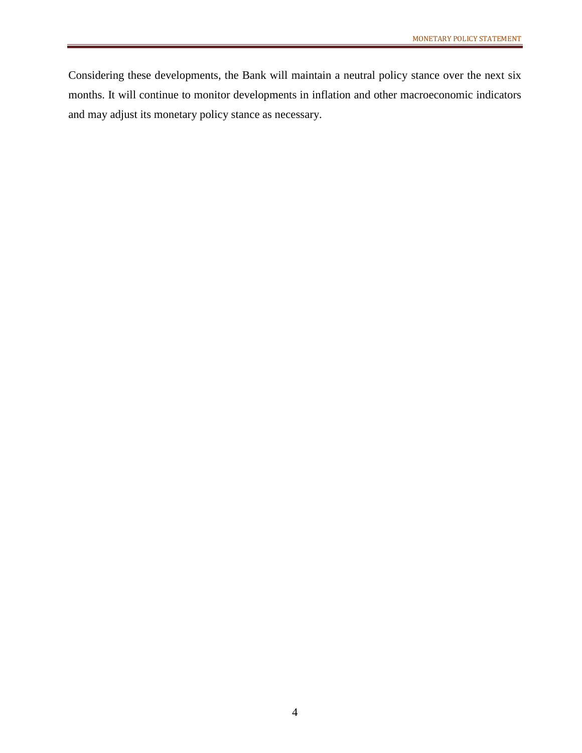Considering these developments, the Bank will maintain a neutral policy stance over the next six months. It will continue to monitor developments in inflation and other macroeconomic indicators and may adjust its monetary policy stance as necessary.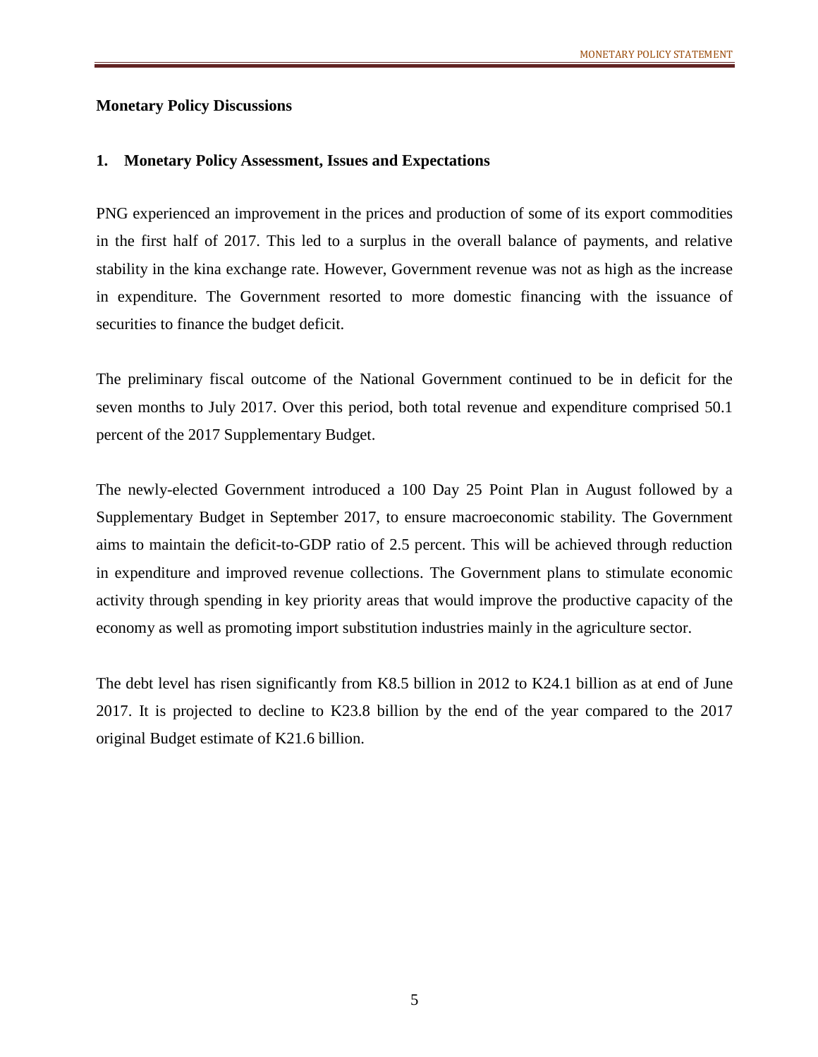## Monetary Policy Discussions

### 1. Monetary Policy Assessment, Issues and Expectations

PNG experienced an improvement in the prices and production of some of its export commodities in the first half of 2017. This led to a surplus in the overall balance of payments, and relative stability in the kina exchange rate. However, Government revenue was not as high as the increase in expenditure. The Government resorted to more domestic financing with the issuance of securities to finance the budget deficit.

The preliminary fiscal outcome of the National Government continued to be in deficit for the seven months to July 2017. Over this period, both total revenue and expenditure comprised 50.1 percent of the 2017 Supplementary Budget.

The newly-elected Government introduced a 100 Day 25 Point Plan in August followed by a Supplementary Budget in September 2017, to ensure macroeconomic stability. The Government aims to maintain the deficit-to-GDP ratio of 2.5 percent. This will be achieved through reduction in expenditure and improved revenue collections. The Government plans to stimulate economic activity through spending in key priority areas that would improve the productive capacity of the economy as well as promoting import substitution industries mainly in the agriculture sector.

The debt level has risen significantly from K8.5 billion in 2012 to K24.1 billion as at end of June 2017. It is projected to decline to K23.8 billion by the end of the year compared to the 2017 original Budget estimate of K21.6 billion.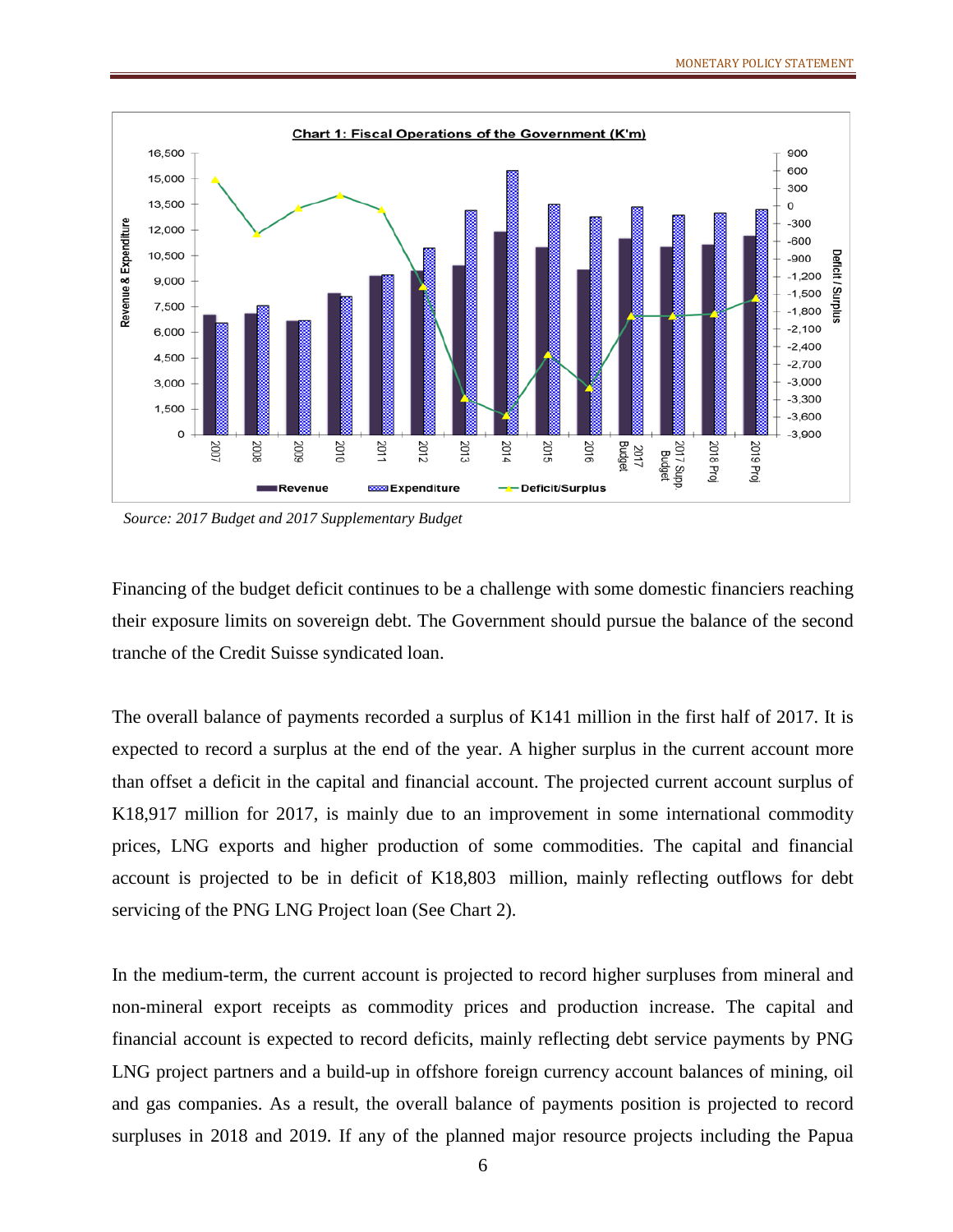**Chart 1: Fiscal Operations of the Government (K'm)**

*Source: 2017 Budget and 2017 Supplementary Budget*

Financing of the budget deficit continues to be a challenge with some domestic financiers reaching their exposure limits on sovereign debt. The Government should pursue the balance of the second tranche of the Credit Suisse syndicated loan.

The overall balance of payments recorded a surplus of K141 million in the first half of 2017. It is expected to record a surplus at the end of the year. A higher surplus in the current account more than offset a deficit in the capital and financial account. The projected current account surplus of K18,917 million for 2017, is mainly due to an improvement in some international commodity prices, LNG exports and higher production of some commodities. The capital and financial account is projected to be in deficit of K18,803 million, mainly reflecting outflows for debt servicing of the PNG LNG Project loan (See Chart 2).

In the medium-term, the current account is projected to record higher surpluses from mineral and non-mineral export receipts as commodity prices and production increase. The capital and financial account is expected to record deficits, mainly reflecting debt service payments by PNG LNG project partners and a build-up in offshore foreign currency account balances of mining, oil and gas companies. As a result, the overall balance of payments position is projected to record surpluses in 2018 and 2019. If any of the planned major resource projects including the Papua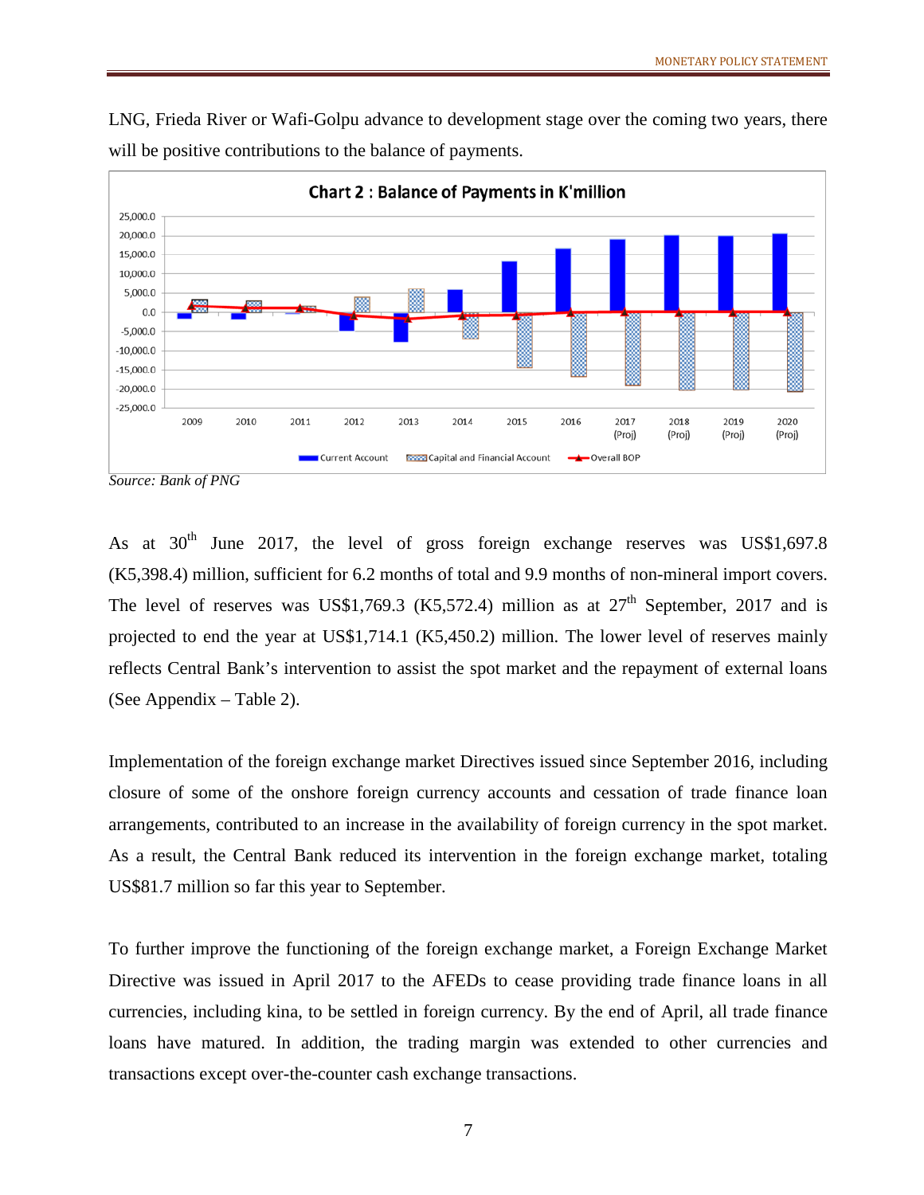LNG, Frieda River or Wafi-Golpu advance to development stage over the coming two years, there will be positive contributions to the balance of payments.

**Chart 2 : Balance of Payments in K'million**

*Source: Bank of PNG*

As at 30th June 2017, the level of gross foreign exchange reserves was US$1,697.8 (K5,398.4) million, sufficient for 6.2 months of total and 9.9 months of non-mineral import covers. The level of reserves was US$1,769.3 (K5,572.4) million as at 27th September, 2017 and is projected to end the year at US$1,714.1 (K5,450.2) million. The lower level of reserves mainly reflects Central Bank's intervention to assist the spot market and the repayment of external loans (See Appendix – Table 2).

Implementation of the foreign exchange market Directives issued since September 2016, including closure of some of the onshore foreign currency accounts and cessation of trade finance loan arrangements, contributed to an increase in the availability of foreign currency in the spot market. As a result, the Central Bank reduced its intervention in the foreign exchange market, totaling US$81.7 million so far this year to September.

To further improve the functioning of the foreign exchange market, a Foreign Exchange Market Directive was issued in April 2017 to the AFEDs to cease providing trade finance loans in all currencies, including kina, to be settled in foreign currency. By the end of April, all trade finance loans have matured. In addition, the trading margin was extended to other currencies and transactions except over-the-counter cash exchange transactions.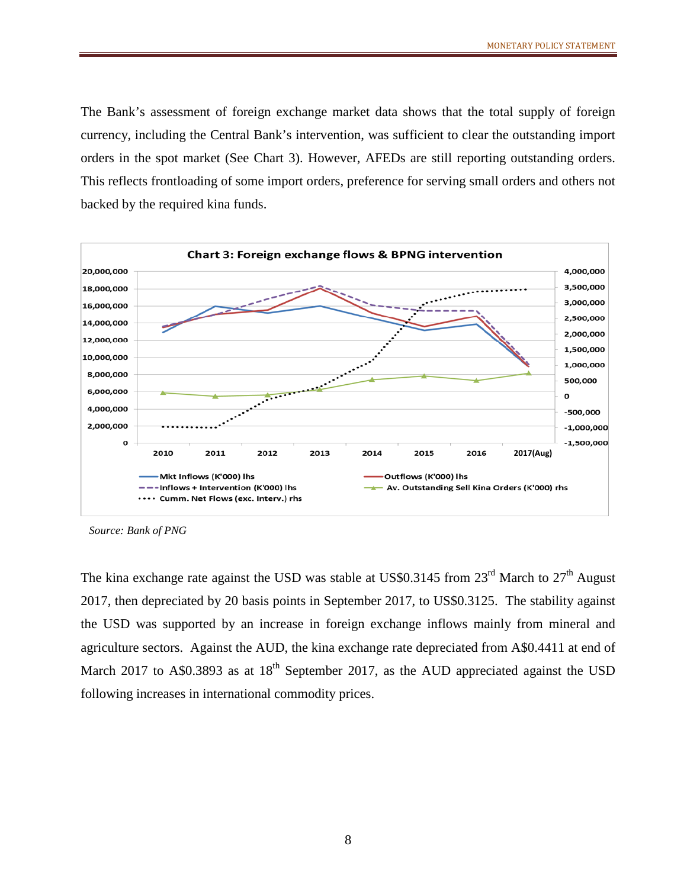The Bank's assessment of foreign exchange market data shows that the total supply of foreign currency, including the Central Bank's intervention, was sufficient to clear the outstanding import orders in the spot market (See Chart 3). However, AFEDs are still reporting outstanding orders. This reflects frontloading of some import orders, preference for serving small orders and others not backed by the required kina funds.

**Chart 3: Foreign exchange flows & BPNG intervention**

*Source: Bank of PNG*

The kina exchange rate against the USD was stable at US$0.3145 from 23rd March to 27th August 2017, then depreciated by 20 basis points in September 2017, to US$0.3125. The stability against the USD was supported by an increase in foreign exchange inflows mainly from mineral and agriculture sectors. Against the AUD, the kina exchange rate depreciated from A$0.4411 at end of March 2017 to A$0.3893 as at 18th September 2017, as the AUD appreciated against the USD following increases in international commodity prices.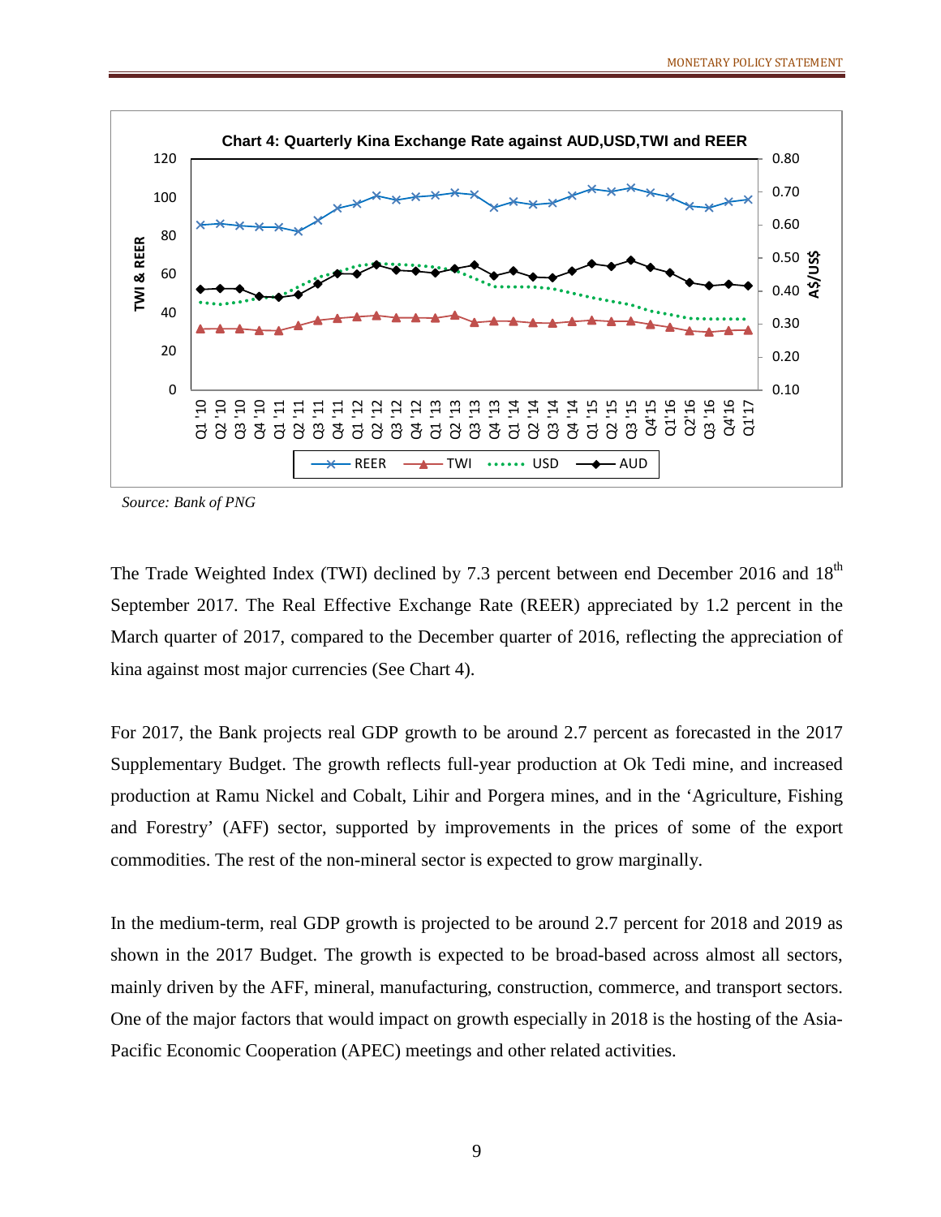**Chart 4: Quarterly Kina Exchange Rate against AUD,USD,TWI and REER**

*Source: Bank of PNG*

The Trade Weighted Index (TWI) declined by 7.3 percent between end December 2016 and 18th September 2017. The Real Effective Exchange Rate (REER) appreciated by 1.2 percent in the March quarter of 2017, compared to the December quarter of 2016, reflecting the appreciation of kina against most major currencies (See Chart 4).

For 2017, the Bank projects real GDP growth to be around 2.7 percent as forecasted in the 2017 Supplementary Budget. The growth reflects full-year production at Ok Tedi mine, and increased production at Ramu Nickel and Cobalt, Lihir and Porgera mines, and in the 'Agriculture, Fishing and Forestry' (AFF) sector, supported by improvements in the prices of some of the export commodities. The rest of the non-mineral sector is expected to grow marginally.

In the medium-term, real GDP growth is projected to be around 2.7 percent for 2018 and 2019 as shown in the 2017 Budget. The growth is expected to be broad-based across almost all sectors, mainly driven by the AFF, mineral, manufacturing, construction, commerce, and transport sectors. One of the major factors that would impact on growth especially in 2018 is the hosting of the Asia-Pacific Economic Cooperation (APEC) meetings and other related activities.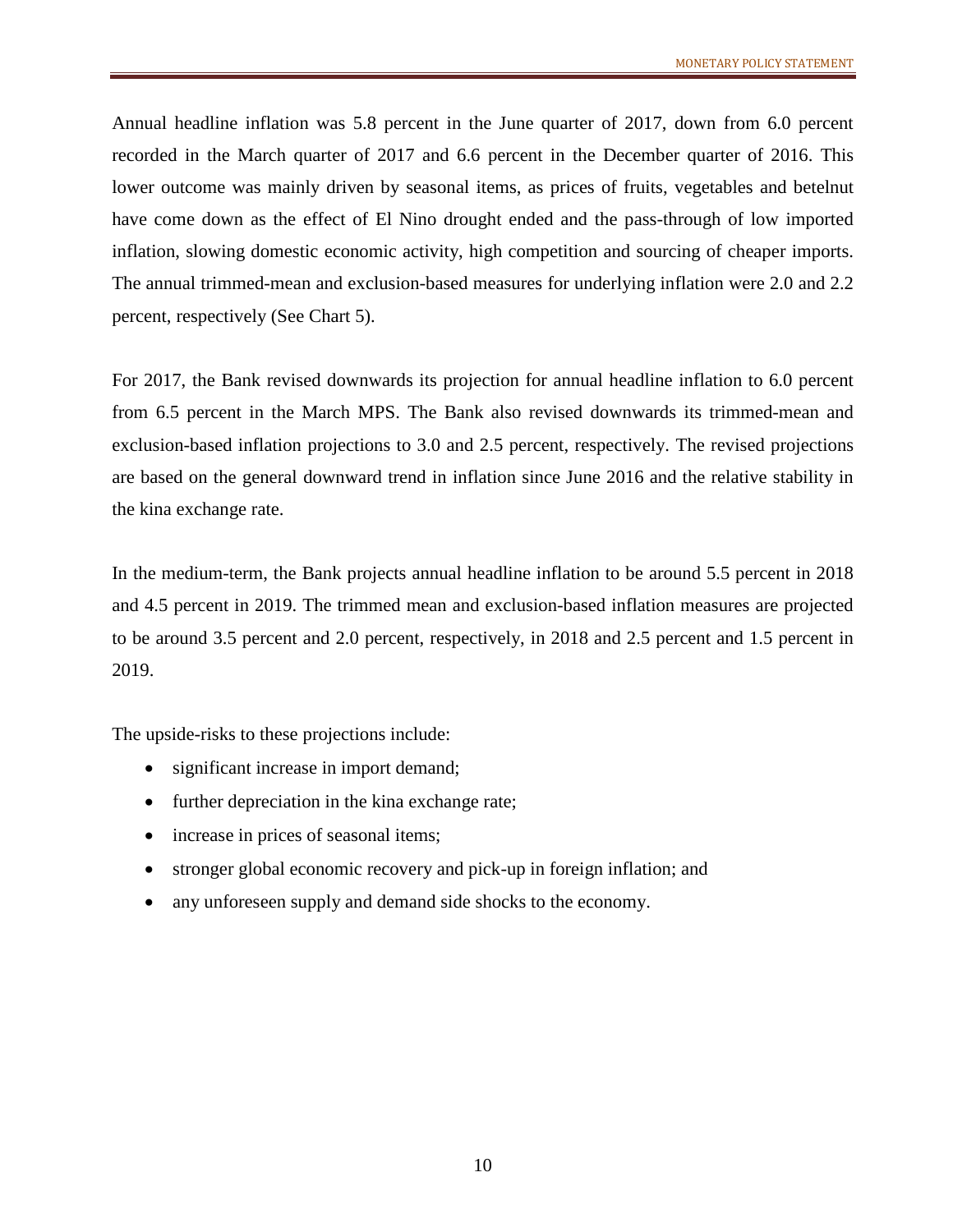Annual headline inflation was 5.8 percent in the June quarter of 2017, down from 6.0 percent recorded in the March quarter of 2017 and 6.6 percent in the December quarter of 2016. This lower outcome was mainly driven by seasonal items, as prices of fruits, vegetables and betelnut have come down as the effect of El Nino drought ended and the pass-through of low imported inflation, slowing domestic economic activity, high competition and sourcing of cheaper imports. The annual trimmed-mean and exclusion-based measures for underlying inflation were 2.0 and 2.2 percent, respectively (See Chart 5).

For 2017, the Bank revised downwards its projection for annual headline inflation to 6.0 percent from 6.5 percent in the March MPS. The Bank also revised downwards its trimmed-mean and exclusion-based inflation projections to 3.0 and 2.5 percent, respectively. The revised projections are based on the general downward trend in inflation since June 2016 and the relative stability in the kina exchange rate.

In the medium-term, the Bank projects annual headline inflation to be around 5.5 percent in 2018 and 4.5 percent in 2019. The trimmed mean and exclusion-based inflation measures are projected to be around 3.5 percent and 2.0 percent, respectively, in 2018 and 2.5 percent and 1.5 percent in 2019.

The upside-risks to these projections include:

- significant increase in import demand;
- further depreciation in the kina exchange rate;
- increase in prices of seasonal items;
- stronger global economic recovery and pick-up in foreign inflation; and
- any unforeseen supply and demand side shocks to the economy.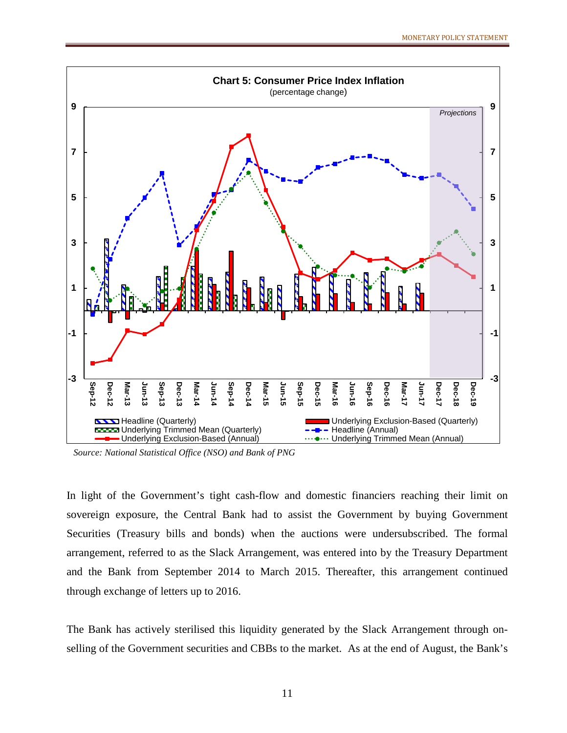**Chart 5: Consumer Price Index Inflation**
(percentage change)

*Source: National Statistical Office (NSO) and Bank of PNG*

In light of the Government's tight cash-flow and domestic financiers reaching their limit on sovereign exposure, the Central Bank had to assist the Government by buying Government Securities (Treasury bills and bonds) when the auctions were undersubscribed. The formal arrangement, referred to as the Slack Arrangement, was entered into by the Treasury Department and the Bank from September 2014 to March 2015. Thereafter, this arrangement continued through exchange of letters up to 2016.

The Bank has actively sterilised this liquidity generated by the Slack Arrangement through on-selling of the Government securities and CBBs to the market. As at the end of August, the Bank's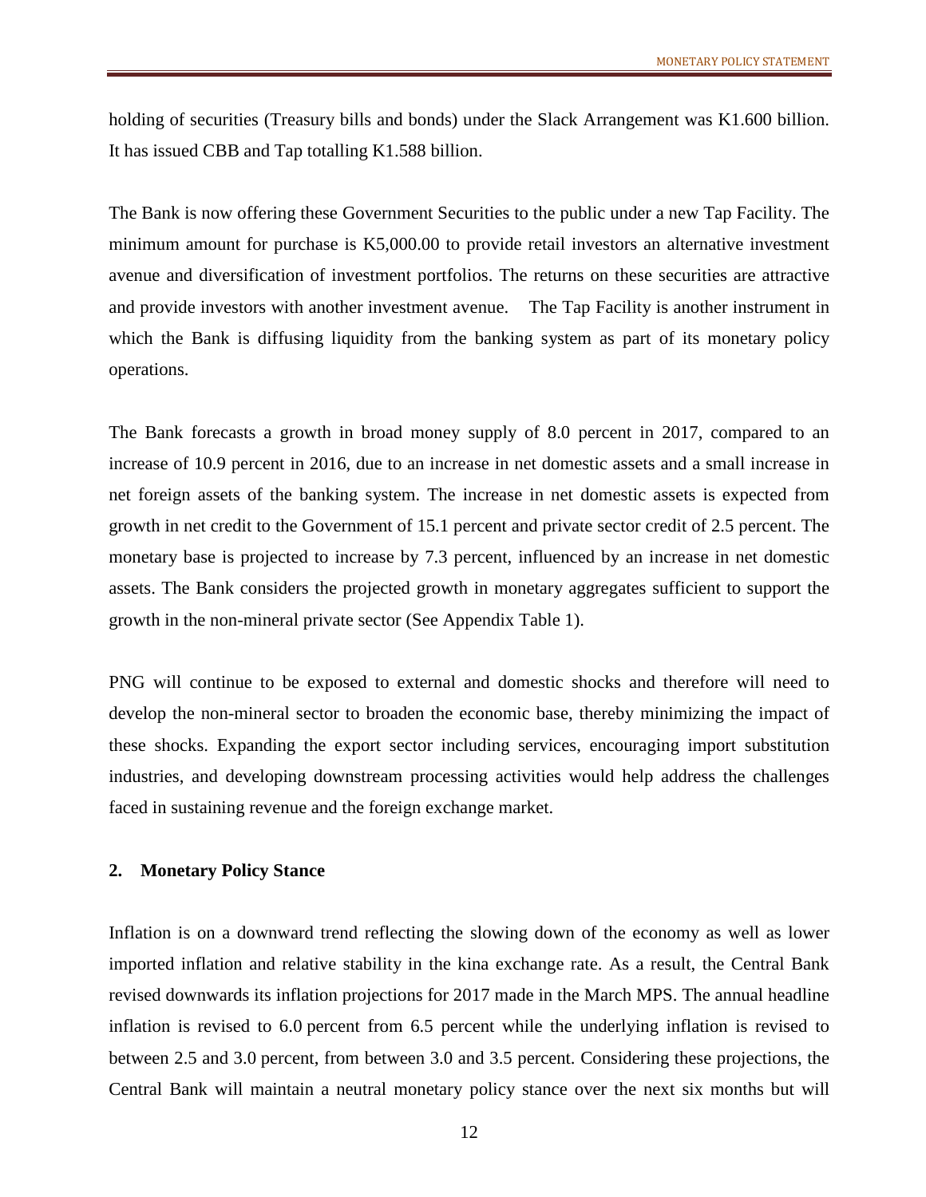holding of securities (Treasury bills and bonds) under the Slack Arrangement was K1.600 billion. It has issued CBB and Tap totalling K1.588 billion.

The Bank is now offering these Government Securities to the public under a new Tap Facility. The minimum amount for purchase is K5,000.00 to provide retail investors an alternative investment avenue and diversification of investment portfolios. The returns on these securities are attractive and provide investors with another investment avenue. The Tap Facility is another instrument in which the Bank is diffusing liquidity from the banking system as part of its monetary policy operations.

The Bank forecasts a growth in broad money supply of 8.0 percent in 2017, compared to an increase of 10.9 percent in 2016, due to an increase in net domestic assets and a small increase in net foreign assets of the banking system. The increase in net domestic assets is expected from growth in net credit to the Government of 15.1 percent and private sector credit of 2.5 percent. The monetary base is projected to increase by 7.3 percent, influenced by an increase in net domestic assets. The Bank considers the projected growth in monetary aggregates sufficient to support the growth in the non-mineral private sector (See Appendix Table 1).

PNG will continue to be exposed to external and domestic shocks and therefore will need to develop the non-mineral sector to broaden the economic base, thereby minimizing the impact of these shocks. Expanding the export sector including services, encouraging import substitution industries, and developing downstream processing activities would help address the challenges faced in sustaining revenue and the foreign exchange market.

## 2. Monetary Policy Stance

Inflation is on a downward trend reflecting the slowing down of the economy as well as lower imported inflation and relative stability in the kina exchange rate. As a result, the Central Bank revised downwards its inflation projections for 2017 made in the March MPS. The annual headline inflation is revised to 6.0 percent from 6.5 percent while the underlying inflation is revised to between 2.5 and 3.0 percent, from between 3.0 and 3.5 percent. Considering these projections, the Central Bank will maintain a neutral monetary policy stance over the next six months but will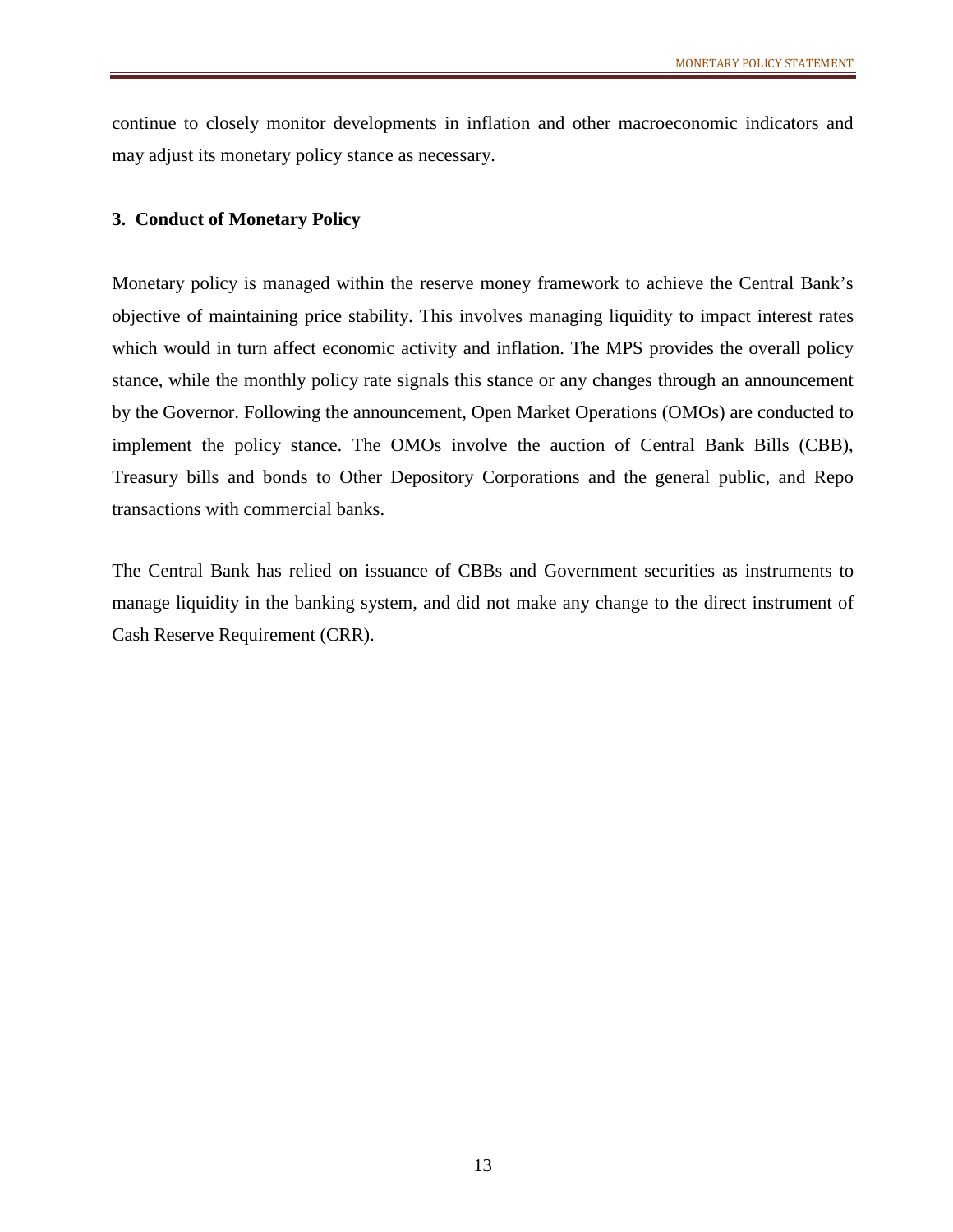continue to closely monitor developments in inflation and other macroeconomic indicators and may adjust its monetary policy stance as necessary.

## 3. Conduct of Monetary Policy

Monetary policy is managed within the reserve money framework to achieve the Central Bank's objective of maintaining price stability. This involves managing liquidity to impact interest rates which would in turn affect economic activity and inflation. The MPS provides the overall policy stance, while the monthly policy rate signals this stance or any changes through an announcement by the Governor. Following the announcement, Open Market Operations (OMOs) are conducted to implement the policy stance. The OMOs involve the auction of Central Bank Bills (CBB), Treasury bills and bonds to Other Depository Corporations and the general public, and Repo transactions with commercial banks.

The Central Bank has relied on issuance of CBBs and Government securities as instruments to manage liquidity in the banking system, and did not make any change to the direct instrument of Cash Reserve Requirement (CRR).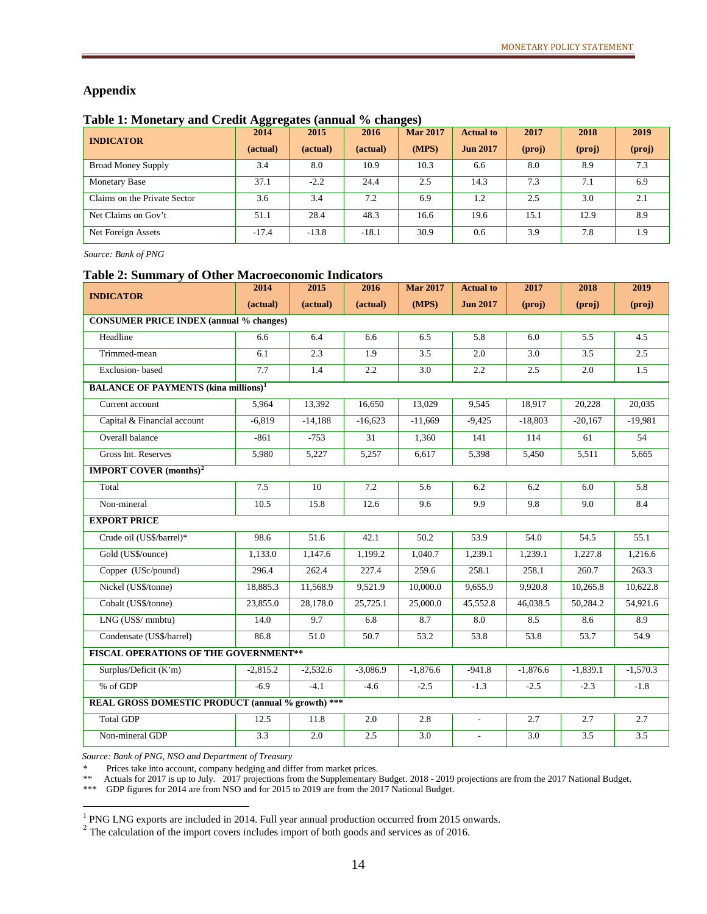## Appendix

### Table 1: Monetary and Credit Aggregates (annual % changes)

| INDICATOR | 2014 (actual) | 2015 (actual) | 2016 (actual) | Mar 2017 (MPS) | Actual to Jun 2017 | 2017 (proj) | 2018 (proj) | 2019 (proj) |
|---|---|---|---|---|---|---|---|---|
| Broad Money Supply | 3.4 | 8.0 | 10.9 | 10.3 | 6.6 | 8.0 | 8.9 | 7.3 |
| Monetary Base | 37.1 | -2.2 | 24.4 | 2.5 | 14.3 | 7.3 | 7.1 | 6.9 |
| Claims on the Private Sector | 3.6 | 3.4 | 7.2 | 6.9 | 1.2 | 2.5 | 3.0 | 2.1 |
| Net Claims on Gov't | 51.1 | 28.4 | 48.3 | 16.6 | 19.6 | 15.1 | 12.9 | 8.9 |
| Net Foreign Assets | -17.4 | -13.8 | -18.1 | 30.9 | 0.6 | 3.9 | 7.8 | 1.9 |

*Source: Bank of PNG*

### Table 2: Summary of Other Macroeconomic Indicators

| INDICATOR | 2014 (actual) | 2015 (actual) | 2016 (actual) | Mar 2017 (MPS) | Actual to Jun 2017 | 2017 (proj) | 2018 (proj) | 2019 (proj) |
|---|---|---|---|---|---|---|---|---|
| **CONSUMER PRICE INDEX (annual % changes)** | | | | | | | | |
| Headline | 6.6 | 6.4 | 6.6 | 6.5 | 5.8 | 6.0 | 5.5 | 4.5 |
| Trimmed-mean | 6.1 | 2.3 | 1.9 | 3.5 | 2.0 | 3.0 | 3.5 | 2.5 |
| Exclusion- based | 7.7 | 1.4 | 2.2 | 3.0 | 2.2 | 2.5 | 2.0 | 1.5 |
| **BALANCE OF PAYMENTS (kina millions)[1]** | | | | | | | | |
| Current account | 5,964 | 13,392 | 16,650 | 13,029 | 9,545 | 18,917 | 20,228 | 20,035 |
| Capital & Financial account | -6,819 | -14,188 | -16,623 | -11,669 | -9,425 | -18,803 | -20,167 | -19,981 |
| Overall balance | -861 | -753 | 31 | 1,360 | 141 | 114 | 61 | 54 |
| Gross Int. Reserves | 5,980 | 5,227 | 5,257 | 6,617 | 5,398 | 5,450 | 5,511 | 5,665 |
| **IMPORT COVER (months)[2]** | | | | | | | | |
| Total | 7.5 | 10 | 7.2 | 5.6 | 6.2 | 6.2 | 6.0 | 5.8 |
| Non-mineral | 10.5 | 15.8 | 12.6 | 9.6 | 9.9 | 9.8 | 9.0 | 8.4 |
| **EXPORT PRICE** | | | | | | | | |
| Crude oil (US$/barrel)* | 98.6 | 51.6 | 42.1 | 50.2 | 53.9 | 54.0 | 54.5 | 55.1 |
| Gold (US$/ounce) | 1,133.0 | 1,147.6 | 1,199.2 | 1,040.7 | 1,239.1 | 1,239.1 | 1,227.8 | 1,216.6 |
| Copper (USc/pound) | 296.4 | 262.4 | 227.4 | 259.6 | 258.1 | 258.1 | 260.7 | 263.3 |
| Nickel (US$/tonne) | 18,885.3 | 11,568.9 | 9,521.9 | 10,000.0 | 9,655.9 | 9,920.8 | 10,265.8 | 10,622.8 |
| Cobalt (US$/tonne) | 23,855.0 | 28,178.0 | 25,725.1 | 25,000.0 | 45,552.8 | 46,038.5 | 50,284.2 | 54,921.6 |
| LNG (US$/ mmbtu) | 14.0 | 9.7 | 6.8 | 8.7 | 8.0 | 8.5 | 8.6 | 8.9 |
| Condensate (US$/barrel) | 86.8 | 51.0 | 50.7 | 53.2 | 53.8 | 53.8 | 53.7 | 54.9 |
| **FISCAL OPERATIONS OF THE GOVERNMENT**** | | | | | | | | |
| Surplus/Deficit (K'm) | -2,815.2 | -2,532.6 | -3,086.9 | -1,876.6 | -941.8 | -1,876.6 | -1,839.1 | -1,570.3 |
| % of GDP | -6.9 | -4.1 | -4.6 | -2.5 | -1.3 | -2.5 | -2.3 | -1.8 |
| **REAL GROSS DOMESTIC PRODUCT (annual % growth) ***** | | | | | | | | |
| Total GDP | 12.5 | 11.8 | 2.0 | 2.8 | - | 2.7 | 2.7 | 2.7 |
| Non-mineral GDP | 3.3 | 2.0 | 2.5 | 3.0 | - | 3.0 | 3.5 | 3.5 |

*Source: Bank of PNG, NSO and Department of Treasury*

\* Prices take into account, company hedging and differ from market prices.

** Actuals for 2017 is up to July. 2017 projections from the Supplementary Budget. 2018 - 2019 projections are from the 2017 National Budget.

*** GDP figures for 2014 are from NSO and for 2015 to 2019 are from the 2017 National Budget.

[1] PNG LNG exports are included in 2014. Full year annual production occurred from 2015 onwards.

[2] The calculation of the import covers includes import of both goods and services as of 2016.